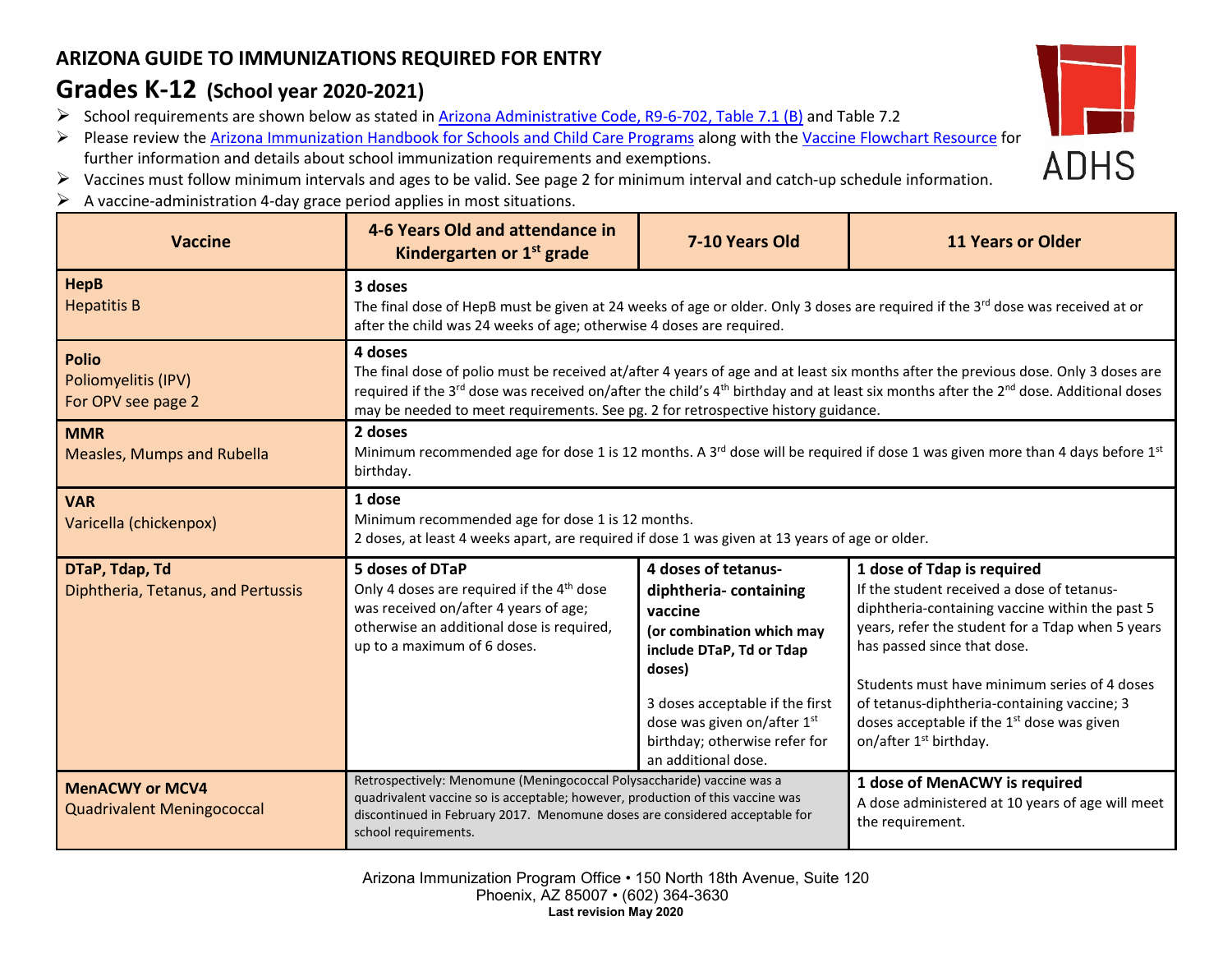# ARIZONA GUIDE TO IMMUNIZATIONS REQUIRED FOR ENTRY

## Grades K-12 (School year 2020-2021)

- School requirements are shown below as stated in Arizona Administrative Code, R9-6-702, Table 7.1 (B) and Table 7.2
- Please review the Arizona Immunization Handbook for Schools and Child Care Programs along with the Vaccine Flowchart Resource for further information and details about school immunization requirements and exemptions.
- Vaccines must follow minimum intervals and ages to be valid. See page 2 for minimum interval and catch-up schedule information.
- A vaccine-administration 4-day grace period applies in most situations.

| Vaccine | 4-6 Years Old and attendance in Kindergarten or 1st grade | 7-10 Years Old | 11 Years or Older |
|---|---|---|---|
| **HepB** Hepatitis B | **3 doses** The final dose of HepB must be given at 24 weeks of age or older. Only 3 doses are required if the 3rd dose was received at or after the child was 24 weeks of age; otherwise 4 doses are required. | | |
| **Polio** Poliomyelitis (IPV) For OPV see page 2 | **4 doses** The final dose of polio must be received at/after 4 years of age and at least six months after the previous dose. Only 3 doses are required if the 3rd dose was received on/after the child's 4th birthday and at least six months after the 2nd dose. Additional doses may be needed to meet requirements. See pg. 2 for retrospective history guidance. | | |
| **MMR** Measles, Mumps and Rubella | **2 doses** Minimum recommended age for dose 1 is 12 months. A 3rd dose will be required if dose 1 was given more than 4 days before 1st birthday. | | |
| **VAR** Varicella (chickenpox) | **1 dose** Minimum recommended age for dose 1 is 12 months. 2 doses, at least 4 weeks apart, are required if dose 1 was given at 13 years of age or older. | | |
| **DTaP, Tdap, Td** Diphtheria, Tetanus, and Pertussis | **5 doses of DTaP** Only 4 doses are required if the 4th dose was received on/after 4 years of age; otherwise an additional dose is required, up to a maximum of 6 doses. | **4 doses of tetanus-diphtheria- containing vaccine (or combination which may include DTaP, Td or Tdap doses)** 3 doses acceptable if the first dose was given on/after 1st birthday; otherwise refer for an additional dose. | **1 dose of Tdap is required** If the student received a dose of tetanus-diphtheria-containing vaccine within the past 5 years, refer the student for a Tdap when 5 years has passed since that dose. Students must have minimum series of 4 doses of tetanus-diphtheria-containing vaccine; 3 doses acceptable if the 1st dose was given on/after 1st birthday. |
| **MenACWY or MCV4** Quadrivalent Meningococcal | Retrospectively: Menomune (Meningococcal Polysaccharide) vaccine was a quadrivalent vaccine so is acceptable; however, production of this vaccine was discontinued in February 2017. Menomune doses are considered acceptable for school requirements. | | **1 dose of MenACWY is required** A dose administered at 10 years of age will meet the requirement. |

Arizona Immunization Program Office • 150 North 18th Avenue, Suite 120
Phoenix, AZ 85007 • (602) 364-3630
**Last revision May 2020**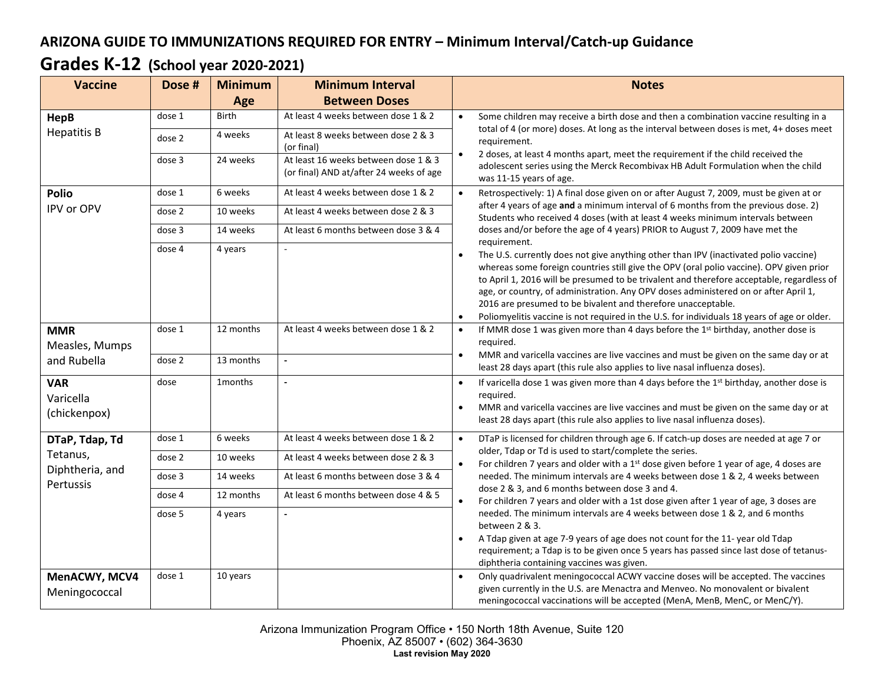## ARIZONA GUIDE TO IMMUNIZATIONS REQUIRED FOR ENTRY – Minimum Interval/Catch-up Guidance

# Grades K-12 (School year 2020-2021)

| Vaccine | Dose # | Minimum Age | Minimum Interval Between Doses | Notes |
|---|---|---|---|---|
| **HepB** Hepatitis B | dose 1 | Birth | At least 4 weeks between dose 1 & 2 | • Some children may receive a birth dose and then a combination vaccine resulting in a total of 4 (or more) doses. At long as the interval between doses is met, 4+ doses meet requirement.<br>• 2 doses, at least 4 months apart, meet the requirement if the child received the adolescent series using the Merck Recombivax HB Adult Formulation when the child was 11-15 years of age. |
| | dose 2 | 4 weeks | At least 8 weeks between dose 2 & 3 (or final) | |
| | dose 3 | 24 weeks | At least 16 weeks between dose 1 & 3 (or final) AND at/after 24 weeks of age | |
| **Polio** IPV or OPV | dose 1 | 6 weeks | At least 4 weeks between dose 1 & 2 | • Retrospectively: 1) A final dose given on or after August 7, 2009, must be given at or after 4 years of age **and** a minimum interval of 6 months from the previous dose. 2) Students who received 4 doses (with at least 4 weeks minimum intervals between doses and/or before the age of 4 years) PRIOR to August 7, 2009 have met the requirement.<br>• The U.S. currently does not give anything other than IPV (inactivated polio vaccine) whereas some foreign countries still give the OPV (oral polio vaccine). OPV given prior to April 1, 2016 will be presumed to be trivalent and therefore acceptable, regardless of age, or country, of administration. Any OPV doses administered on or after April 1, 2016 are presumed to be bivalent and therefore unacceptable.<br>• Poliomyelitis vaccine is not required in the U.S. for individuals 18 years of age or older. |
| | dose 2 | 10 weeks | At least 4 weeks between dose 2 & 3 | |
| | dose 3 | 14 weeks | At least 6 months between dose 3 & 4 | |
| | dose 4 | 4 years | - | |
| **MMR** Measles, Mumps and Rubella | dose 1 | 12 months | At least 4 weeks between dose 1 & 2 | • If MMR dose 1 was given more than 4 days before the 1st birthday, another dose is required.<br>• MMR and varicella vaccines are live vaccines and must be given on the same day or at least 28 days apart (this rule also applies to live nasal influenza doses). |
| | dose 2 | 13 months | - | |
| **VAR** Varicella (chickenpox) | dose | 1months | - | • If varicella dose 1 was given more than 4 days before the 1st birthday, another dose is required.<br>• MMR and varicella vaccines are live vaccines and must be given on the same day or at least 28 days apart (this rule also applies to live nasal influenza doses). |
| **DTaP, Tdap, Td** Tetanus, Diphtheria, and Pertussis | dose 1 | 6 weeks | At least 4 weeks between dose 1 & 2 | • DTaP is licensed for children through age 6. If catch-up doses are needed at age 7 or older, Tdap or Td is used to start/complete the series.<br>• For children 7 years and older with a 1st dose given before 1 year of age, 4 doses are needed. The minimum intervals are 4 weeks between dose 1 & 2, 4 weeks between dose 2 & 3, and 6 months between dose 3 and 4.<br>• For children 7 years and older with a 1st dose given after 1 year of age, 3 doses are needed. The minimum intervals are 4 weeks between dose 1 & 2, and 6 months between 2 & 3.<br>• A Tdap given at age 7-9 years of age does not count for the 11- year old Tdap requirement; a Tdap is to be given once 5 years has passed since last dose of tetanus-diphtheria containing vaccines was given. |
| | dose 2 | 10 weeks | At least 4 weeks between dose 2 & 3 | |
| | dose 3 | 14 weeks | At least 6 months between dose 3 & 4 | |
| | dose 4 | 12 months | At least 6 months between dose 4 & 5 | |
| | dose 5 | 4 years | - | |
| **MenACWY, MCV4** Meningococcal | dose 1 | 10 years | | • Only quadrivalent meningococcal ACWY vaccine doses will be accepted. The vaccines given currently in the U.S. are Menactra and Menveo. No monovalent or bivalent meningococcal vaccinations will be accepted (MenA, MenB, MenC, or MenC/Y). |

Arizona Immunization Program Office • 150 North 18th Avenue, Suite 120
Phoenix, AZ 85007 • (602) 364-3630
**Last revision May 2020**